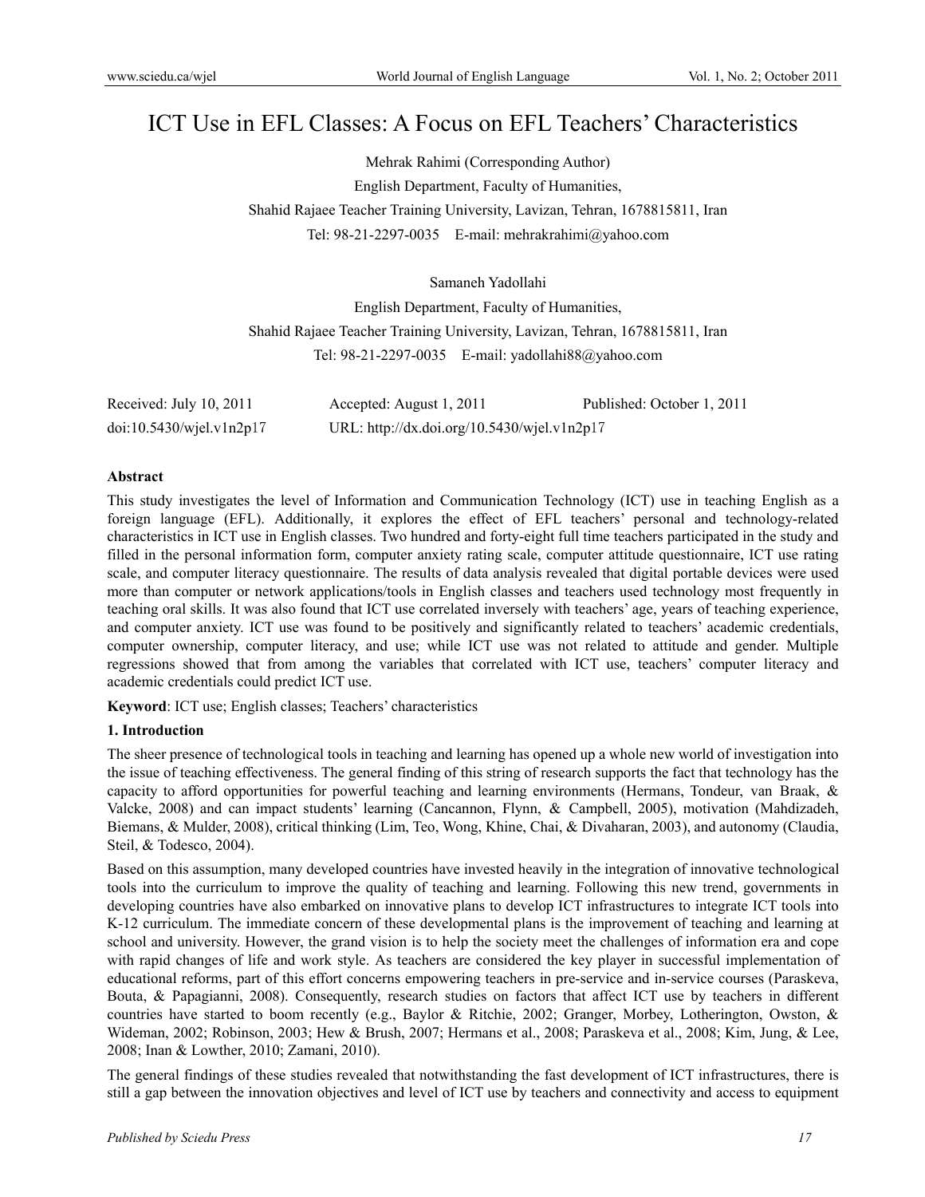# ICT Use in EFL Classes: A Focus on EFL Teachers' Characteristics

Mehrak Rahimi (Corresponding Author)

English Department, Faculty of Humanities,

Shahid Rajaee Teacher Training University, Lavizan, Tehran, 1678815811, Iran

Tel: 98-21-2297-0035 E-mail: mehrakrahimi@yahoo.com

Samaneh Yadollahi

English Department, Faculty of Humanities,

Shahid Rajaee Teacher Training University, Lavizan, Tehran, 1678815811, Iran

Tel: 98-21-2297-0035 E-mail: yadollahi88@yahoo.com

Received: July 10, 2011 Accepted: August 1, 2011 Published: October 1, 2011

doi:10.5430/wjel.v1n2p17 URL: http://dx.doi.org/10.5430/wjel.v1n2p17

**Abstract**

This study investigates the level of Information and Communication Technology (ICT) use in teaching English as a foreign language (EFL). Additionally, it explores the effect of EFL teachers' personal and technology-related characteristics in ICT use in English classes. Two hundred and forty-eight full time teachers participated in the study and filled in the personal information form, computer anxiety rating scale, computer attitude questionnaire, ICT use rating scale, and computer literacy questionnaire. The results of data analysis revealed that digital portable devices were used more than computer or network applications/tools in English classes and teachers used technology most frequently in teaching oral skills. It was also found that ICT use correlated inversely with teachers' age, years of teaching experience, and computer anxiety. ICT use was found to be positively and significantly related to teachers' academic credentials, computer ownership, computer literacy, and use; while ICT use was not related to attitude and gender. Multiple regressions showed that from among the variables that correlated with ICT use, teachers' computer literacy and academic credentials could predict ICT use.

**Keyword**: ICT use; English classes; Teachers' characteristics

## 1. Introduction

The sheer presence of technological tools in teaching and learning has opened up a whole new world of investigation into the issue of teaching effectiveness. The general finding of this string of research supports the fact that technology has the capacity to afford opportunities for powerful teaching and learning environments (Hermans, Tondeur, van Braak, & Valcke, 2008) and can impact students' learning (Cancannon, Flynn, & Campbell, 2005), motivation (Mahdizadeh, Biemans, & Mulder, 2008), critical thinking (Lim, Teo, Wong, Khine, Chai, & Divaharan, 2003), and autonomy (Claudia, Steil, & Todesco, 2004).

Based on this assumption, many developed countries have invested heavily in the integration of innovative technological tools into the curriculum to improve the quality of teaching and learning. Following this new trend, governments in developing countries have also embarked on innovative plans to develop ICT infrastructures to integrate ICT tools into K-12 curriculum. The immediate concern of these developmental plans is the improvement of teaching and learning at school and university. However, the grand vision is to help the society meet the challenges of information era and cope with rapid changes of life and work style. As teachers are considered the key player in successful implementation of educational reforms, part of this effort concerns empowering teachers in pre-service and in-service courses (Paraskeva, Bouta, & Papagianni, 2008). Consequently, research studies on factors that affect ICT use by teachers in different countries have started to boom recently (e.g., Baylor & Ritchie, 2002; Granger, Morbey, Lotherington, Owston, & Wideman, 2002; Robinson, 2003; Hew & Brush, 2007; Hermans et al., 2008; Paraskeva et al., 2008; Kim, Jung, & Lee, 2008; Inan & Lowther, 2010; Zamani, 2010).

The general findings of these studies revealed that notwithstanding the fast development of ICT infrastructures, there is still a gap between the innovation objectives and level of ICT use by teachers and connectivity and access to equipment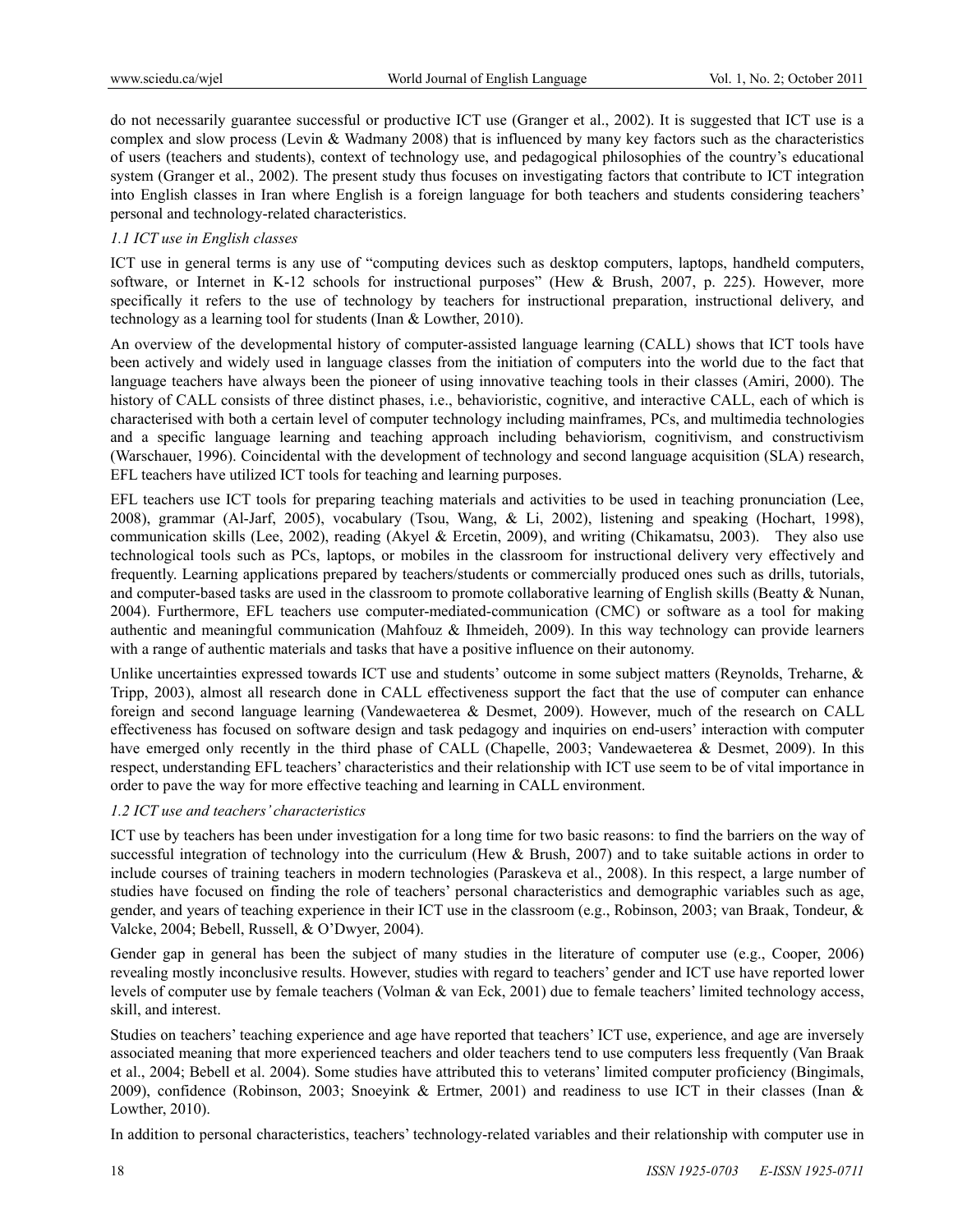do not necessarily guarantee successful or productive ICT use (Granger et al., 2002). It is suggested that ICT use is a complex and slow process (Levin & Wadmany 2008) that is influenced by many key factors such as the characteristics of users (teachers and students), context of technology use, and pedagogical philosophies of the country's educational system (Granger et al., 2002). The present study thus focuses on investigating factors that contribute to ICT integration into English classes in Iran where English is a foreign language for both teachers and students considering teachers' personal and technology-related characteristics.

### *1.1 ICT use in English classes*

ICT use in general terms is any use of "computing devices such as desktop computers, laptops, handheld computers, software, or Internet in K-12 schools for instructional purposes" (Hew & Brush, 2007, p. 225). However, more specifically it refers to the use of technology by teachers for instructional preparation, instructional delivery, and technology as a learning tool for students (Inan & Lowther, 2010).

An overview of the developmental history of computer-assisted language learning (CALL) shows that ICT tools have been actively and widely used in language classes from the initiation of computers into the world due to the fact that language teachers have always been the pioneer of using innovative teaching tools in their classes (Amiri, 2000). The history of CALL consists of three distinct phases, i.e., behavioristic, cognitive, and interactive CALL, each of which is characterised with both a certain level of computer technology including mainframes, PCs, and multimedia technologies and a specific language learning and teaching approach including behaviorism, cognitivism, and constructivism (Warschauer, 1996). Coincidental with the development of technology and second language acquisition (SLA) research, EFL teachers have utilized ICT tools for teaching and learning purposes.

EFL teachers use ICT tools for preparing teaching materials and activities to be used in teaching pronunciation (Lee, 2008), grammar (Al-Jarf, 2005), vocabulary (Tsou, Wang, & Li, 2002), listening and speaking (Hochart, 1998), communication skills (Lee, 2002), reading (Akyel & Ercetin, 2009), and writing (Chikamatsu, 2003). They also use technological tools such as PCs, laptops, or mobiles in the classroom for instructional delivery very effectively and frequently. Learning applications prepared by teachers/students or commercially produced ones such as drills, tutorials, and computer-based tasks are used in the classroom to promote collaborative learning of English skills (Beatty & Nunan, 2004). Furthermore, EFL teachers use computer-mediated-communication (CMC) or software as a tool for making authentic and meaningful communication (Mahfouz & Ihmeideh, 2009). In this way technology can provide learners with a range of authentic materials and tasks that have a positive influence on their autonomy.

Unlike uncertainties expressed towards ICT use and students' outcome in some subject matters (Reynolds, Treharne, & Tripp, 2003), almost all research done in CALL effectiveness support the fact that the use of computer can enhance foreign and second language learning (Vandewaeterea & Desmet, 2009). However, much of the research on CALL effectiveness has focused on software design and task pedagogy and inquiries on end-users' interaction with computer have emerged only recently in the third phase of CALL (Chapelle, 2003; Vandewaeterea & Desmet, 2009). In this respect, understanding EFL teachers' characteristics and their relationship with ICT use seem to be of vital importance in order to pave the way for more effective teaching and learning in CALL environment.

### *1.2 ICT use and teachers' characteristics*

ICT use by teachers has been under investigation for a long time for two basic reasons: to find the barriers on the way of successful integration of technology into the curriculum (Hew & Brush, 2007) and to take suitable actions in order to include courses of training teachers in modern technologies (Paraskeva et al., 2008). In this respect, a large number of studies have focused on finding the role of teachers' personal characteristics and demographic variables such as age, gender, and years of teaching experience in their ICT use in the classroom (e.g., Robinson, 2003; van Braak, Tondeur, & Valcke, 2004; Bebell, Russell, & O'Dwyer, 2004).

Gender gap in general has been the subject of many studies in the literature of computer use (e.g., Cooper, 2006) revealing mostly inconclusive results. However, studies with regard to teachers' gender and ICT use have reported lower levels of computer use by female teachers (Volman & van Eck, 2001) due to female teachers' limited technology access, skill, and interest.

Studies on teachers' teaching experience and age have reported that teachers' ICT use, experience, and age are inversely associated meaning that more experienced teachers and older teachers tend to use computers less frequently (Van Braak et al., 2004; Bebell et al. 2004). Some studies have attributed this to veterans' limited computer proficiency (Bingimals, 2009), confidence (Robinson, 2003; Snoeyink & Ertmer, 2001) and readiness to use ICT in their classes (Inan & Lowther, 2010).

In addition to personal characteristics, teachers' technology-related variables and their relationship with computer use in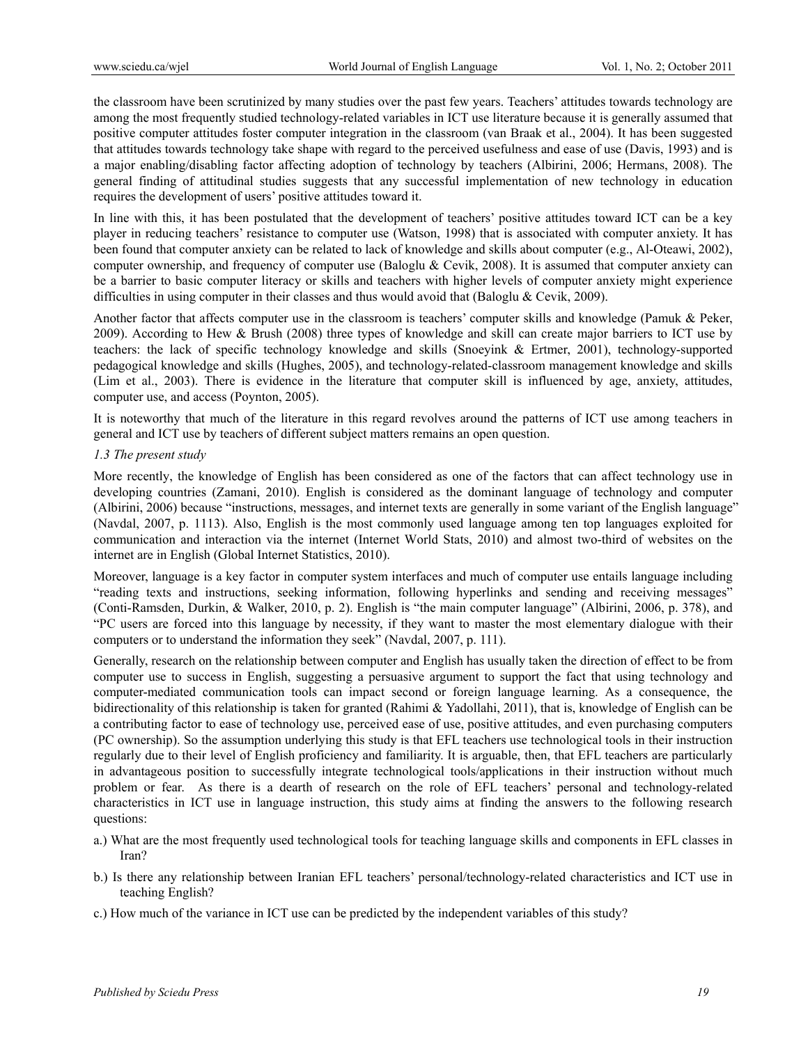the classroom have been scrutinized by many studies over the past few years. Teachers' attitudes towards technology are among the most frequently studied technology-related variables in ICT use literature because it is generally assumed that positive computer attitudes foster computer integration in the classroom (van Braak et al., 2004). It has been suggested that attitudes towards technology take shape with regard to the perceived usefulness and ease of use (Davis, 1993) and is a major enabling/disabling factor affecting adoption of technology by teachers (Albirini, 2006; Hermans, 2008). The general finding of attitudinal studies suggests that any successful implementation of new technology in education requires the development of users' positive attitudes toward it.

In line with this, it has been postulated that the development of teachers' positive attitudes toward ICT can be a key player in reducing teachers' resistance to computer use (Watson, 1998) that is associated with computer anxiety. It has been found that computer anxiety can be related to lack of knowledge and skills about computer (e.g., Al-Oteawi, 2002), computer ownership, and frequency of computer use (Baloglu & Cevik, 2008). It is assumed that computer anxiety can be a barrier to basic computer literacy or skills and teachers with higher levels of computer anxiety might experience difficulties in using computer in their classes and thus would avoid that (Baloglu & Cevik, 2009).

Another factor that affects computer use in the classroom is teachers' computer skills and knowledge (Pamuk & Peker, 2009). According to Hew & Brush (2008) three types of knowledge and skill can create major barriers to ICT use by teachers: the lack of specific technology knowledge and skills (Snoeyink & Ertmer, 2001), technology-supported pedagogical knowledge and skills (Hughes, 2005), and technology-related-classroom management knowledge and skills (Lim et al., 2003). There is evidence in the literature that computer skill is influenced by age, anxiety, attitudes, computer use, and access (Poynton, 2005).

It is noteworthy that much of the literature in this regard revolves around the patterns of ICT use among teachers in general and ICT use by teachers of different subject matters remains an open question.

### *1.3 The present study*

More recently, the knowledge of English has been considered as one of the factors that can affect technology use in developing countries (Zamani, 2010). English is considered as the dominant language of technology and computer (Albirini, 2006) because "instructions, messages, and internet texts are generally in some variant of the English language" (Navdal, 2007, p. 1113). Also, English is the most commonly used language among ten top languages exploited for communication and interaction via the internet (Internet World Stats, 2010) and almost two-third of websites on the internet are in English (Global Internet Statistics, 2010).

Moreover, language is a key factor in computer system interfaces and much of computer use entails language including "reading texts and instructions, seeking information, following hyperlinks and sending and receiving messages" (Conti-Ramsden, Durkin, & Walker, 2010, p. 2). English is "the main computer language" (Albirini, 2006, p. 378), and "PC users are forced into this language by necessity, if they want to master the most elementary dialogue with their computers or to understand the information they seek" (Navdal, 2007, p. 111).

Generally, research on the relationship between computer and English has usually taken the direction of effect to be from computer use to success in English, suggesting a persuasive argument to support the fact that using technology and computer-mediated communication tools can impact second or foreign language learning. As a consequence, the bidirectionality of this relationship is taken for granted (Rahimi & Yadollahi, 2011), that is, knowledge of English can be a contributing factor to ease of technology use, perceived ease of use, positive attitudes, and even purchasing computers (PC ownership). So the assumption underlying this study is that EFL teachers use technological tools in their instruction regularly due to their level of English proficiency and familiarity. It is arguable, then, that EFL teachers are particularly in advantageous position to successfully integrate technological tools/applications in their instruction without much problem or fear. As there is a dearth of research on the role of EFL teachers' personal and technology-related characteristics in ICT use in language instruction, this study aims at finding the answers to the following research questions:

a.) What are the most frequently used technological tools for teaching language skills and components in EFL classes in Iran?

b.) Is there any relationship between Iranian EFL teachers' personal/technology-related characteristics and ICT use in teaching English?

c.) How much of the variance in ICT use can be predicted by the independent variables of this study?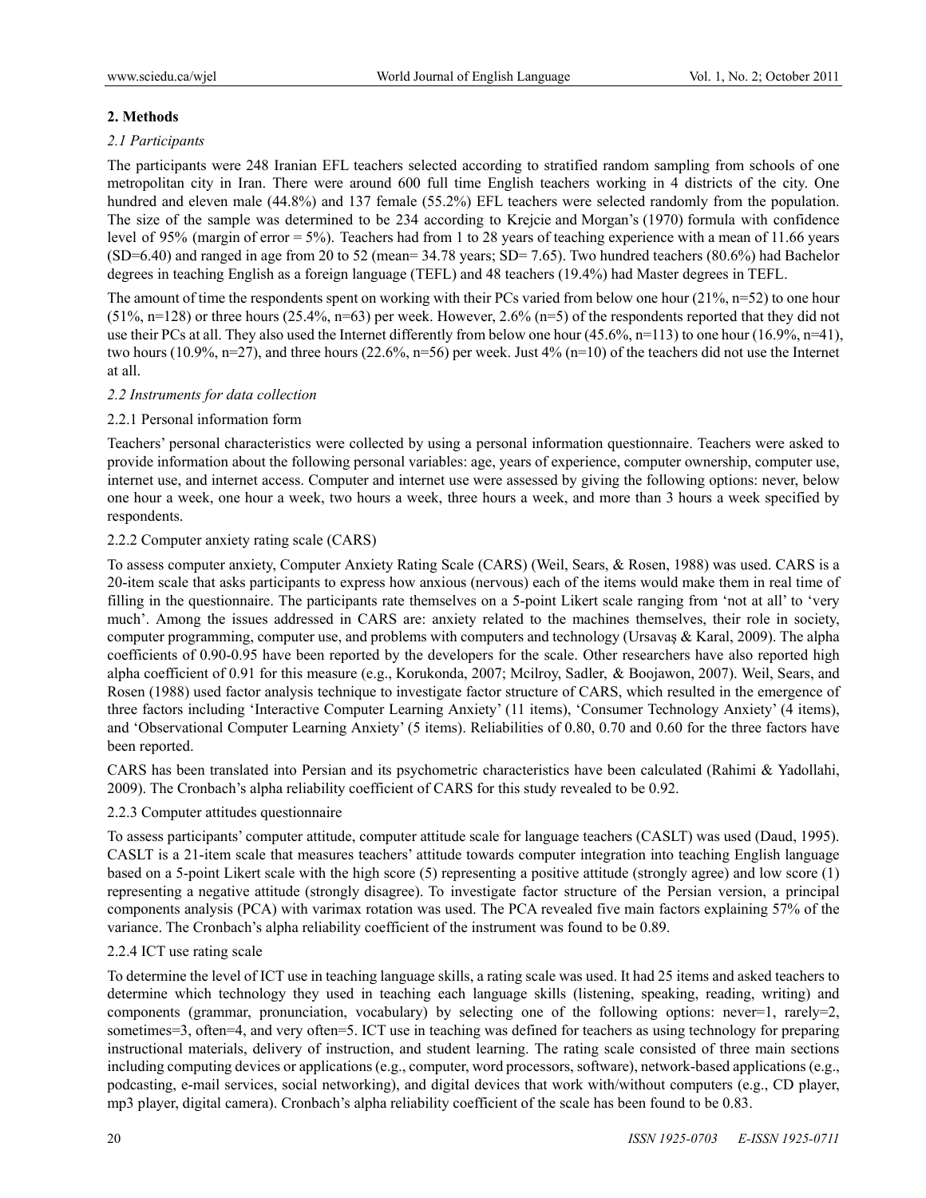## 2. Methods

### *2.1 Participants*

The participants were 248 Iranian EFL teachers selected according to stratified random sampling from schools of one metropolitan city in Iran. There were around 600 full time English teachers working in 4 districts of the city. One hundred and eleven male (44.8%) and 137 female (55.2%) EFL teachers were selected randomly from the population. The size of the sample was determined to be 234 according to Krejcie and Morgan's (1970) formula with confidence level of 95% (margin of error = 5%). Teachers had from 1 to 28 years of teaching experience with a mean of 11.66 years (SD=6.40) and ranged in age from 20 to 52 (mean= 34.78 years; SD= 7.65). Two hundred teachers (80.6%) had Bachelor degrees in teaching English as a foreign language (TEFL) and 48 teachers (19.4%) had Master degrees in TEFL.

The amount of time the respondents spent on working with their PCs varied from below one hour (21%, n=52) to one hour (51%, n=128) or three hours (25.4%, n=63) per week. However, 2.6% (n=5) of the respondents reported that they did not use their PCs at all. They also used the Internet differently from below one hour (45.6%, n=113) to one hour (16.9%, n=41), two hours (10.9%, n=27), and three hours (22.6%, n=56) per week. Just 4% (n=10) of the teachers did not use the Internet at all.

### *2.2 Instruments for data collection*

#### 2.2.1 Personal information form

Teachers' personal characteristics were collected by using a personal information questionnaire. Teachers were asked to provide information about the following personal variables: age, years of experience, computer ownership, computer use, internet use, and internet access. Computer and internet use were assessed by giving the following options: never, below one hour a week, one hour a week, two hours a week, three hours a week, and more than 3 hours a week specified by respondents.

#### 2.2.2 Computer anxiety rating scale (CARS)

To assess computer anxiety, Computer Anxiety Rating Scale (CARS) (Weil, Sears, & Rosen, 1988) was used. CARS is a 20-item scale that asks participants to express how anxious (nervous) each of the items would make them in real time of filling in the questionnaire. The participants rate themselves on a 5-point Likert scale ranging from 'not at all' to 'very much'. Among the issues addressed in CARS are: anxiety related to the machines themselves, their role in society, computer programming, computer use, and problems with computers and technology (Ursavaş & Karal, 2009). The alpha coefficients of 0.90-0.95 have been reported by the developers for the scale. Other researchers have also reported high alpha coefficient of 0.91 for this measure (e.g., Korukonda, 2007; Mcilroy, Sadler, & Boojawon, 2007). Weil, Sears, and Rosen (1988) used factor analysis technique to investigate factor structure of CARS, which resulted in the emergence of three factors including 'Interactive Computer Learning Anxiety' (11 items), 'Consumer Technology Anxiety' (4 items), and 'Observational Computer Learning Anxiety' (5 items). Reliabilities of 0.80, 0.70 and 0.60 for the three factors have been reported.

CARS has been translated into Persian and its psychometric characteristics have been calculated (Rahimi & Yadollahi, 2009). The Cronbach's alpha reliability coefficient of CARS for this study revealed to be 0.92.

#### 2.2.3 Computer attitudes questionnaire

To assess participants' computer attitude, computer attitude scale for language teachers (CASLT) was used (Daud, 1995). CASLT is a 21-item scale that measures teachers' attitude towards computer integration into teaching English language based on a 5-point Likert scale with the high score (5) representing a positive attitude (strongly agree) and low score (1) representing a negative attitude (strongly disagree). To investigate factor structure of the Persian version, a principal components analysis (PCA) with varimax rotation was used. The PCA revealed five main factors explaining 57% of the variance. The Cronbach's alpha reliability coefficient of the instrument was found to be 0.89.

#### 2.2.4 ICT use rating scale

To determine the level of ICT use in teaching language skills, a rating scale was used. It had 25 items and asked teachers to determine which technology they used in teaching each language skills (listening, speaking, reading, writing) and components (grammar, pronunciation, vocabulary) by selecting one of the following options: never=1, rarely=2, sometimes=3, often=4, and very often=5. ICT use in teaching was defined for teachers as using technology for preparing instructional materials, delivery of instruction, and student learning. The rating scale consisted of three main sections including computing devices or applications (e.g., computer, word processors, software), network-based applications (e.g., podcasting, e-mail services, social networking), and digital devices that work with/without computers (e.g., CD player, mp3 player, digital camera). Cronbach's alpha reliability coefficient of the scale has been found to be 0.83.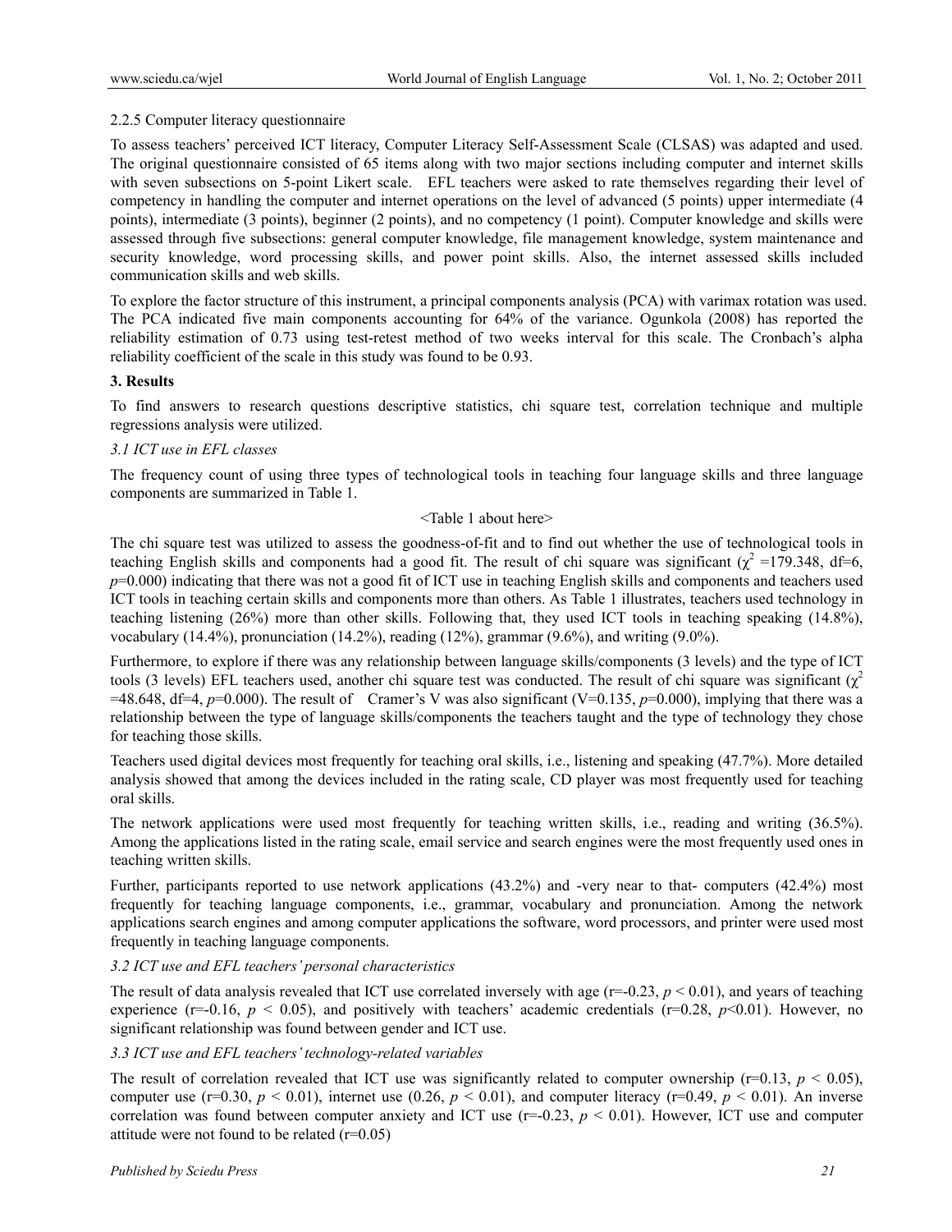2.2.5 Computer literacy questionnaire

To assess teachers' perceived ICT literacy, Computer Literacy Self-Assessment Scale (CLSAS) was adapted and used. The original questionnaire consisted of 65 items along with two major sections including computer and internet skills with seven subsections on 5-point Likert scale. EFL teachers were asked to rate themselves regarding their level of competency in handling the computer and internet operations on the level of advanced (5 points) upper intermediate (4 points), intermediate (3 points), beginner (2 points), and no competency (1 point). Computer knowledge and skills were assessed through five subsections: general computer knowledge, file management knowledge, system maintenance and security knowledge, word processing skills, and power point skills. Also, the internet assessed skills included communication skills and web skills.

To explore the factor structure of this instrument, a principal components analysis (PCA) with varimax rotation was used. The PCA indicated five main components accounting for 64% of the variance. Ogunkola (2008) has reported the reliability estimation of 0.73 using test-retest method of two weeks interval for this scale. The Cronbach's alpha reliability coefficient of the scale in this study was found to be 0.93.

## 3. Results

To find answers to research questions descriptive statistics, chi square test, correlation technique and multiple regressions analysis were utilized.

### *3.1 ICT use in EFL classes*

The frequency count of using three types of technological tools in teaching four language skills and three language components are summarized in Table 1.

<Table 1 about here>

The chi square test was utilized to assess the goodness-of-fit and to find out whether the use of technological tools in teaching English skills and components had a good fit. The result of chi square was significant ($\chi^2$ =179.348, df=6, $p$=0.000) indicating that there was not a good fit of ICT use in teaching English skills and components and teachers used ICT tools in teaching certain skills and components more than others. As Table 1 illustrates, teachers used technology in teaching listening (26%) more than other skills. Following that, they used ICT tools in teaching speaking (14.8%), vocabulary (14.4%), pronunciation (14.2%), reading (12%), grammar (9.6%), and writing (9.0%).

Furthermore, to explore if there was any relationship between language skills/components (3 levels) and the type of ICT tools (3 levels) EFL teachers used, another chi square test was conducted. The result of chi square was significant ($\chi^2$ =48.648, df=4, $p$=0.000). The result of Cramer's V was also significant (V=0.135, $p$=0.000), implying that there was a relationship between the type of language skills/components the teachers taught and the type of technology they chose for teaching those skills.

Teachers used digital devices most frequently for teaching oral skills, i.e., listening and speaking (47.7%). More detailed analysis showed that among the devices included in the rating scale, CD player was most frequently used for teaching oral skills.

The network applications were used most frequently for teaching written skills, i.e., reading and writing (36.5%). Among the applications listed in the rating scale, email service and search engines were the most frequently used ones in teaching written skills.

Further, participants reported to use network applications (43.2%) and -very near to that- computers (42.4%) most frequently for teaching language components, i.e., grammar, vocabulary and pronunciation. Among the network applications search engines and among computer applications the software, word processors, and printer were used most frequently in teaching language components.

### *3.2 ICT use and EFL teachers' personal characteristics*

The result of data analysis revealed that ICT use correlated inversely with age (r=-0.23, $p < 0.01$), and years of teaching experience (r=-0.16, $p < 0.05$), and positively with teachers' academic credentials (r=0.28, $p<0.01$). However, no significant relationship was found between gender and ICT use.

### *3.3 ICT use and EFL teachers' technology-related variables*

The result of correlation revealed that ICT use was significantly related to computer ownership (r=0.13, $p < 0.05$), computer use (r=0.30, $p < 0.01$), internet use (0.26, $p < 0.01$), and computer literacy (r=0.49, $p < 0.01$). An inverse correlation was found between computer anxiety and ICT use (r=-0.23, $p < 0.01$). However, ICT use and computer attitude were not found to be related (r=0.05)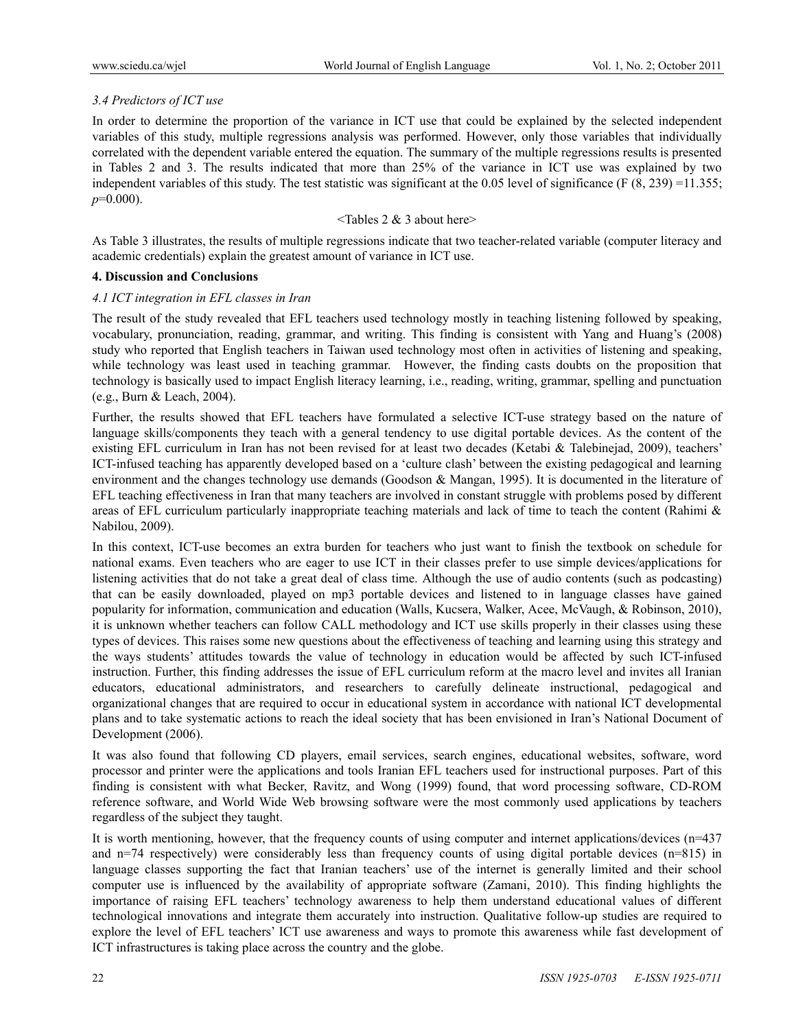### *3.4 Predictors of ICT use*

In order to determine the proportion of the variance in ICT use that could be explained by the selected independent variables of this study, multiple regressions analysis was performed. However, only those variables that individually correlated with the dependent variable entered the equation. The summary of the multiple regressions results is presented in Tables 2 and 3. The results indicated that more than 25% of the variance in ICT use was explained by two independent variables of this study. The test statistic was significant at the 0.05 level of significance ($F(8, 239) = 11.355$; $p = 0.000$).

<Tables 2 & 3 about here>

As Table 3 illustrates, the results of multiple regressions indicate that two teacher-related variable (computer literacy and academic credentials) explain the greatest amount of variance in ICT use.

## 4. Discussion and Conclusions

### *4.1 ICT integration in EFL classes in Iran*

The result of the study revealed that EFL teachers used technology mostly in teaching listening followed by speaking, vocabulary, pronunciation, reading, grammar, and writing. This finding is consistent with Yang and Huang's (2008) study who reported that English teachers in Taiwan used technology most often in activities of listening and speaking, while technology was least used in teaching grammar. However, the finding casts doubts on the proposition that technology is basically used to impact English literacy learning, i.e., reading, writing, grammar, spelling and punctuation (e.g., Burn & Leach, 2004).

Further, the results showed that EFL teachers have formulated a selective ICT-use strategy based on the nature of language skills/components they teach with a general tendency to use digital portable devices. As the content of the existing EFL curriculum in Iran has not been revised for at least two decades (Ketabi & Talebinejad, 2009), teachers' ICT-infused teaching has apparently developed based on a 'culture clash' between the existing pedagogical and learning environment and the changes technology use demands (Goodson & Mangan, 1995). It is documented in the literature of EFL teaching effectiveness in Iran that many teachers are involved in constant struggle with problems posed by different areas of EFL curriculum particularly inappropriate teaching materials and lack of time to teach the content (Rahimi & Nabilou, 2009).

In this context, ICT-use becomes an extra burden for teachers who just want to finish the textbook on schedule for national exams. Even teachers who are eager to use ICT in their classes prefer to use simple devices/applications for listening activities that do not take a great deal of class time. Although the use of audio contents (such as podcasting) that can be easily downloaded, played on mp3 portable devices and listened to in language classes have gained popularity for information, communication and education (Walls, Kucsera, Walker, Acee, McVaugh, & Robinson, 2010), it is unknown whether teachers can follow CALL methodology and ICT use skills properly in their classes using these types of devices. This raises some new questions about the effectiveness of teaching and learning using this strategy and the ways students' attitudes towards the value of technology in education would be affected by such ICT-infused instruction. Further, this finding addresses the issue of EFL curriculum reform at the macro level and invites all Iranian educators, educational administrators, and researchers to carefully delineate instructional, pedagogical and organizational changes that are required to occur in educational system in accordance with national ICT developmental plans and to take systematic actions to reach the ideal society that has been envisioned in Iran's National Document of Development (2006).

It was also found that following CD players, email services, search engines, educational websites, software, word processor and printer were the applications and tools Iranian EFL teachers used for instructional purposes. Part of this finding is consistent with what Becker, Ravitz, and Wong (1999) found, that word processing software, CD-ROM reference software, and World Wide Web browsing software were the most commonly used applications by teachers regardless of the subject they taught.

It is worth mentioning, however, that the frequency counts of using computer and internet applications/devices (n=437 and n=74 respectively) were considerably less than frequency counts of using digital portable devices (n=815) in language classes supporting the fact that Iranian teachers' use of the internet is generally limited and their school computer use is influenced by the availability of appropriate software (Zamani, 2010). This finding highlights the importance of raising EFL teachers' technology awareness to help them understand educational values of different technological innovations and integrate them accurately into instruction. Qualitative follow-up studies are required to explore the level of EFL teachers' ICT use awareness and ways to promote this awareness while fast development of ICT infrastructures is taking place across the country and the globe.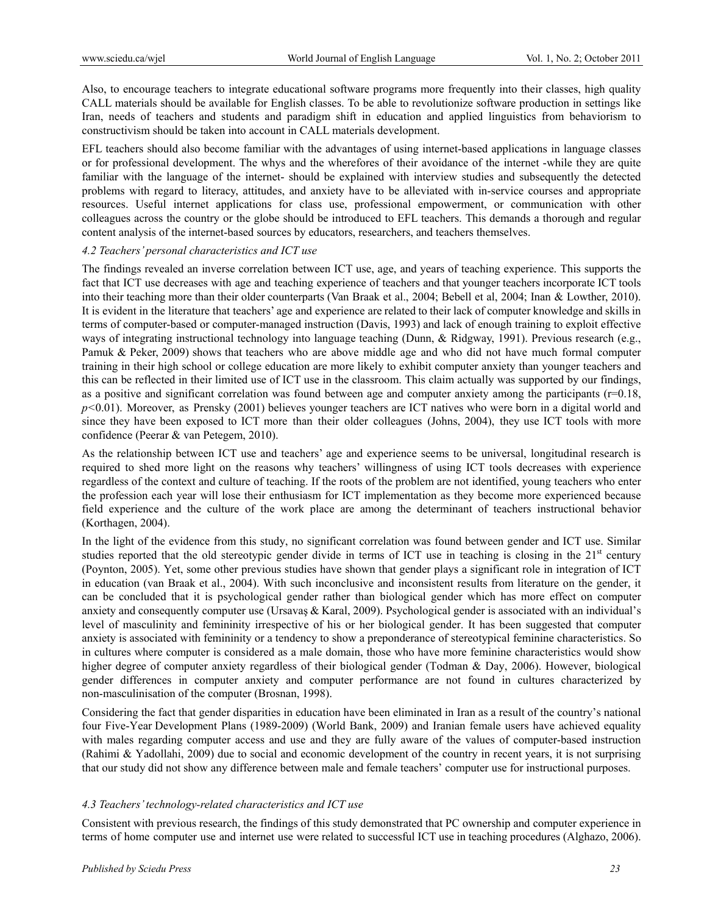Also, to encourage teachers to integrate educational software programs more frequently into their classes, high quality CALL materials should be available for English classes. To be able to revolutionize software production in settings like Iran, needs of teachers and students and paradigm shift in education and applied linguistics from behaviorism to constructivism should be taken into account in CALL materials development.

EFL teachers should also become familiar with the advantages of using internet-based applications in language classes or for professional development. The whys and the wherefores of their avoidance of the internet -while they are quite familiar with the language of the internet- should be explained with interview studies and subsequently the detected problems with regard to literacy, attitudes, and anxiety have to be alleviated with in-service courses and appropriate resources. Useful internet applications for class use, professional empowerment, or communication with other colleagues across the country or the globe should be introduced to EFL teachers. This demands a thorough and regular content analysis of the internet-based sources by educators, researchers, and teachers themselves.

### *4.2 Teachers' personal characteristics and ICT use*

The findings revealed an inverse correlation between ICT use, age, and years of teaching experience. This supports the fact that ICT use decreases with age and teaching experience of teachers and that younger teachers incorporate ICT tools into their teaching more than their older counterparts (Van Braak et al., 2004; Bebell et al, 2004; Inan & Lowther, 2010). It is evident in the literature that teachers' age and experience are related to their lack of computer knowledge and skills in terms of computer-based or computer-managed instruction (Davis, 1993) and lack of enough training to exploit effective ways of integrating instructional technology into language teaching (Dunn, & Ridgway, 1991). Previous research (e.g., Pamuk & Peker, 2009) shows that teachers who are above middle age and who did not have much formal computer training in their high school or college education are more likely to exhibit computer anxiety than younger teachers and this can be reflected in their limited use of ICT use in the classroom. This claim actually was supported by our findings, as a positive and significant correlation was found between age and computer anxiety among the participants ($r=0.18$, $p<0.01$). Moreover, as Prensky (2001) believes younger teachers are ICT natives who were born in a digital world and since they have been exposed to ICT more than their older colleagues (Johns, 2004), they use ICT tools with more confidence (Peerar & van Petegem, 2010).

As the relationship between ICT use and teachers' age and experience seems to be universal, longitudinal research is required to shed more light on the reasons why teachers' willingness of using ICT tools decreases with experience regardless of the context and culture of teaching. If the roots of the problem are not identified, young teachers who enter the profession each year will lose their enthusiasm for ICT implementation as they become more experienced because field experience and the culture of the work place are among the determinant of teachers instructional behavior (Korthagen, 2004).

In the light of the evidence from this study, no significant correlation was found between gender and ICT use. Similar studies reported that the old stereotypic gender divide in terms of ICT use in teaching is closing in the 21st century (Poynton, 2005). Yet, some other previous studies have shown that gender plays a significant role in integration of ICT in education (van Braak et al., 2004). With such inconclusive and inconsistent results from literature on the gender, it can be concluded that it is psychological gender rather than biological gender which has more effect on computer anxiety and consequently computer use (Ursavaş & Karal, 2009). Psychological gender is associated with an individual's level of masculinity and femininity irrespective of his or her biological gender. It has been suggested that computer anxiety is associated with femininity or a tendency to show a preponderance of stereotypical feminine characteristics. So in cultures where computer is considered as a male domain, those who have more feminine characteristics would show higher degree of computer anxiety regardless of their biological gender (Todman & Day, 2006). However, biological gender differences in computer anxiety and computer performance are not found in cultures characterized by non-masculinisation of the computer (Brosnan, 1998).

Considering the fact that gender disparities in education have been eliminated in Iran as a result of the country's national four Five-Year Development Plans (1989-2009) (World Bank, 2009) and Iranian female users have achieved equality with males regarding computer access and use and they are fully aware of the values of computer-based instruction (Rahimi & Yadollahi, 2009) due to social and economic development of the country in recent years, it is not surprising that our study did not show any difference between male and female teachers' computer use for instructional purposes.

### *4.3 Teachers' technology-related characteristics and ICT use*

Consistent with previous research, the findings of this study demonstrated that PC ownership and computer experience in terms of home computer use and internet use were related to successful ICT use in teaching procedures (Alghazo, 2006).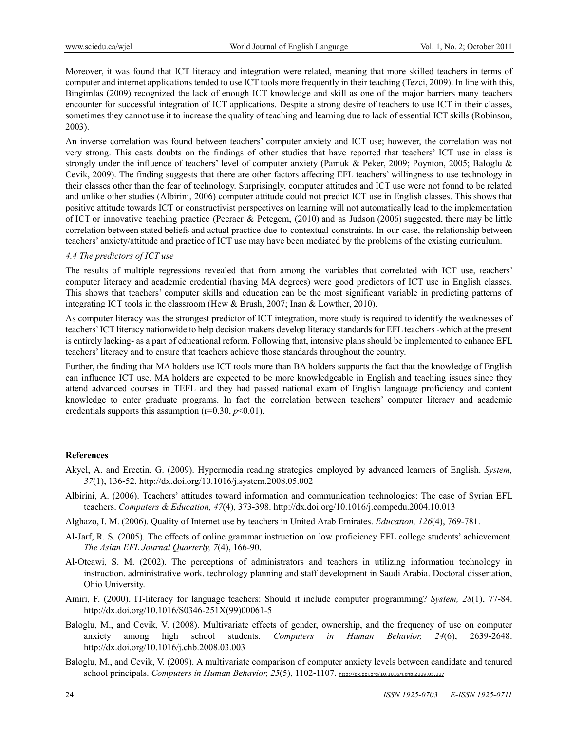Moreover, it was found that ICT literacy and integration were related, meaning that more skilled teachers in terms of computer and internet applications tended to use ICT tools more frequently in their teaching (Tezci, 2009). In line with this, Bingimlas (2009) recognized the lack of enough ICT knowledge and skill as one of the major barriers many teachers encounter for successful integration of ICT applications. Despite a strong desire of teachers to use ICT in their classes, sometimes they cannot use it to increase the quality of teaching and learning due to lack of essential ICT skills (Robinson, 2003).

An inverse correlation was found between teachers' computer anxiety and ICT use; however, the correlation was not very strong. This casts doubts on the findings of other studies that have reported that teachers' ICT use in class is strongly under the influence of teachers' level of computer anxiety (Pamuk & Peker, 2009; Poynton, 2005; Baloglu & Cevik, 2009). The finding suggests that there are other factors affecting EFL teachers' willingness to use technology in their classes other than the fear of technology. Surprisingly, computer attitudes and ICT use were not found to be related and unlike other studies (Albirini, 2006) computer attitude could not predict ICT use in English classes. This shows that positive attitude towards ICT or constructivist perspectives on learning will not automatically lead to the implementation of ICT or innovative teaching practice (Peeraer & Petegem, (2010) and as Judson (2006) suggested, there may be little correlation between stated beliefs and actual practice due to contextual constraints. In our case, the relationship between teachers' anxiety/attitude and practice of ICT use may have been mediated by the problems of the existing curriculum.

### *4.4 The predictors of ICT use*

The results of multiple regressions revealed that from among the variables that correlated with ICT use, teachers' computer literacy and academic credential (having MA degrees) were good predictors of ICT use in English classes. This shows that teachers' computer skills and education can be the most significant variable in predicting patterns of integrating ICT tools in the classroom (Hew & Brush, 2007; Inan & Lowther, 2010).

As computer literacy was the strongest predictor of ICT integration, more study is required to identify the weaknesses of teachers' ICT literacy nationwide to help decision makers develop literacy standards for EFL teachers -which at the present is entirely lacking- as a part of educational reform. Following that, intensive plans should be implemented to enhance EFL teachers' literacy and to ensure that teachers achieve those standards throughout the country.

Further, the finding that MA holders use ICT tools more than BA holders supports the fact that the knowledge of English can influence ICT use. MA holders are expected to be more knowledgeable in English and teaching issues since they attend advanced courses in TEFL and they had passed national exam of English language proficiency and content knowledge to enter graduate programs. In fact the correlation between teachers' computer literacy and academic credentials supports this assumption ($r$=0.30, $p$<0.01).

## References

Akyel, A. and Ercetin, G. (2009). Hypermedia reading strategies employed by advanced learners of English. *System, 37*(1), 136-52. http://dx.doi.org/10.1016/j.system.2008.05.002

Albirini, A. (2006). Teachers' attitudes toward information and communication technologies: The case of Syrian EFL teachers. *Computers & Education, 47*(4), 373-398. http://dx.doi.org/10.1016/j.compedu.2004.10.013

Alghazo, I. M. (2006). Quality of Internet use by teachers in United Arab Emirates. *Education, 126*(4), 769-781.

Al-Jarf, R. S. (2005). The effects of online grammar instruction on low proficiency EFL college students' achievement. *The Asian EFL Journal Quarterly, 7*(4), 166-90.

Al-Oteawi, S. M. (2002). The perceptions of administrators and teachers in utilizing information technology in instruction, administrative work, technology planning and staff development in Saudi Arabia. Doctoral dissertation, Ohio University.

Amiri, F. (2000). IT-literacy for language teachers: Should it include computer programming? *System, 28*(1), 77-84. http://dx.doi.org/10.1016/S0346-251X(99)00061-5

Baloglu, M., and Cevik, V. (2008). Multivariate effects of gender, ownership, and the frequency of use on computer anxiety among high school students. *Computers in Human Behavior, 24*(6), 2639-2648. http://dx.doi.org/10.1016/j.chb.2008.03.003

Baloglu, M., and Cevik, V. (2009). A multivariate comparison of computer anxiety levels between candidate and tenured school principals. *Computers in Human Behavior, 25*(5), 1102-1107. http://dx.doi.org/10.1016/j.chb.2009.05.007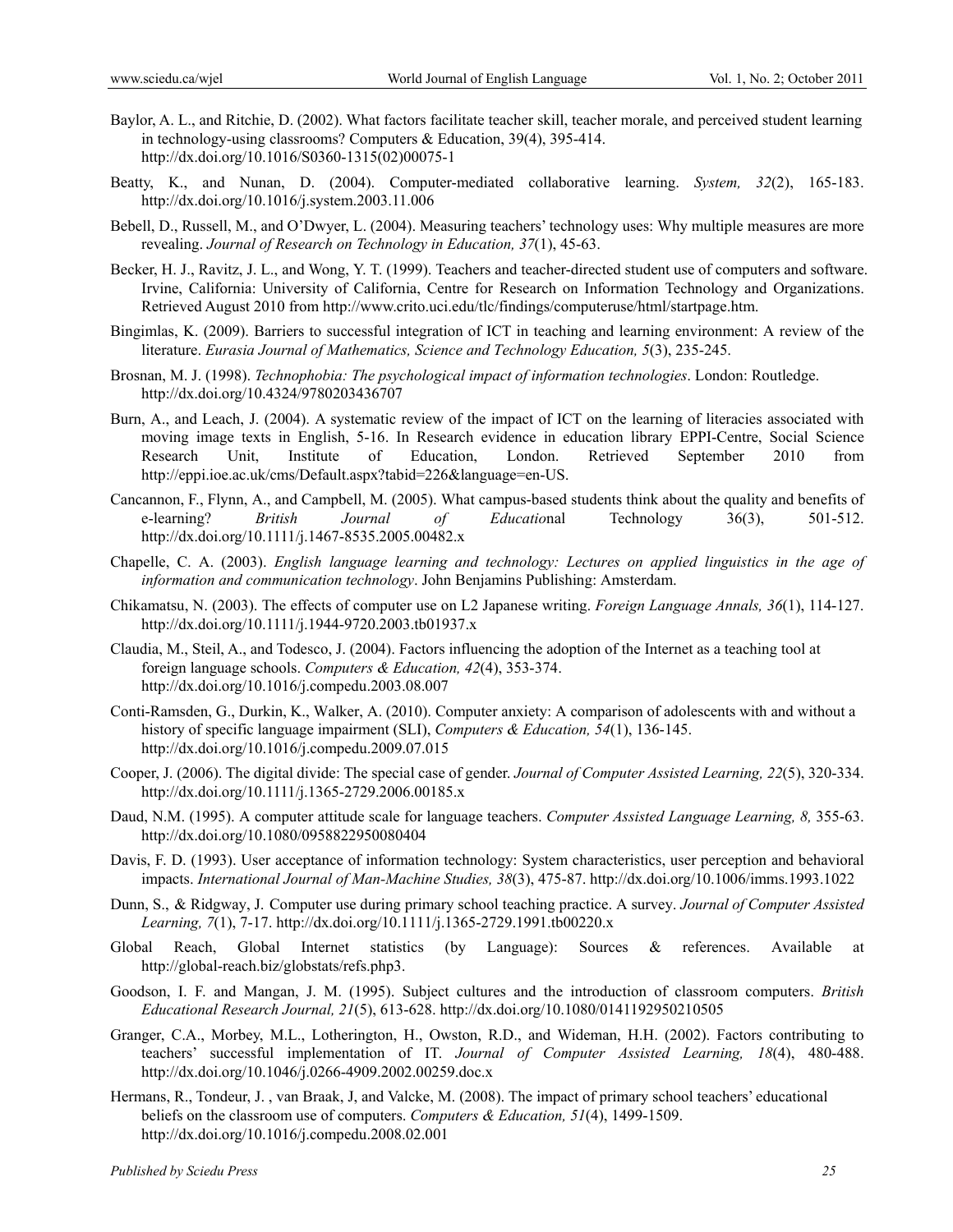Baylor, A. L., and Ritchie, D. (2002). What factors facilitate teacher skill, teacher morale, and perceived student learning in technology-using classrooms? Computers & Education, 39(4), 395-414. http://dx.doi.org/10.1016/S0360-1315(02)00075-1

Beatty, K., and Nunan, D. (2004). Computer-mediated collaborative learning. *System, 32*(2), 165-183. http://dx.doi.org/10.1016/j.system.2003.11.006

Bebell, D., Russell, M., and O'Dwyer, L. (2004). Measuring teachers' technology uses: Why multiple measures are more revealing. *Journal of Research on Technology in Education, 37*(1), 45-63.

Becker, H. J., Ravitz, J. L., and Wong, Y. T. (1999). Teachers and teacher-directed student use of computers and software. Irvine, California: University of California, Centre for Research on Information Technology and Organizations. Retrieved August 2010 from http://www.crito.uci.edu/tlc/findings/computeruse/html/startpage.htm.

Bingimlas, K. (2009). Barriers to successful integration of ICT in teaching and learning environment: A review of the literature. *Eurasia Journal of Mathematics, Science and Technology Education, 5*(3), 235-245.

Brosnan, M. J. (1998). *Technophobia: The psychological impact of information technologies*. London: Routledge. http://dx.doi.org/10.4324/9780203436707

Burn, A., and Leach, J. (2004). A systematic review of the impact of ICT on the learning of literacies associated with moving image texts in English, 5-16. In Research evidence in education library EPPI-Centre, Social Science Research Unit, Institute of Education, London. Retrieved September 2010 from http://eppi.ioe.ac.uk/cms/Default.aspx?tabid=226&language=en-US.

Cancannon, F., Flynn, A., and Campbell, M. (2005). What campus-based students think about the quality and benefits of e-learning? *British Journal of Education*al Technology 36(3), 501-512. http://dx.doi.org/10.1111/j.1467-8535.2005.00482.x

Chapelle, C. A. (2003). *English language learning and technology: Lectures on applied linguistics in the age of information and communication technology*. John Benjamins Publishing: Amsterdam.

Chikamatsu, N. (2003). The effects of computer use on L2 Japanese writing. *Foreign Language Annals, 36*(1), 114-127. http://dx.doi.org/10.1111/j.1944-9720.2003.tb01937.x

Claudia, M., Steil, A., and Todesco, J. (2004). Factors influencing the adoption of the Internet as a teaching tool at foreign language schools. *Computers & Education, 42*(4), 353-374. http://dx.doi.org/10.1016/j.compedu.2003.08.007

Conti-Ramsden, G., Durkin, K., Walker, A. (2010). Computer anxiety: A comparison of adolescents with and without a history of specific language impairment (SLI), *Computers & Education, 54*(1), 136-145. http://dx.doi.org/10.1016/j.compedu.2009.07.015

Cooper, J. (2006). The digital divide: The special case of gender. *Journal of Computer Assisted Learning, 22*(5), 320-334. http://dx.doi.org/10.1111/j.1365-2729.2006.00185.x

Daud, N.M. (1995). A computer attitude scale for language teachers. *Computer Assisted Language Learning, 8,* 355-63. http://dx.doi.org/10.1080/0958822950080404

Davis, F. D. (1993). User acceptance of information technology: System characteristics, user perception and behavioral impacts. *International Journal of Man-Machine Studies, 38*(3), 475-87. http://dx.doi.org/10.1006/imms.1993.1022

Dunn, S., & Ridgway, J. Computer use during primary school teaching practice. A survey. *Journal of Computer Assisted Learning, 7*(1), 7-17. http://dx.doi.org/10.1111/j.1365-2729.1991.tb00220.x

Global Reach, Global Internet statistics (by Language): Sources & references. Available at http://global-reach.biz/globstats/refs.php3.

Goodson, I. F. and Mangan, J. M. (1995). Subject cultures and the introduction of classroom computers. *British Educational Research Journal, 21*(5), 613-628. http://dx.doi.org/10.1080/0141192950210505

Granger, C.A., Morbey, M.L., Lotherington, H., Owston, R.D., and Wideman, H.H. (2002). Factors contributing to teachers' successful implementation of IT. *Journal of Computer Assisted Learning, 18*(4), 480-488. http://dx.doi.org/10.1046/j.0266-4909.2002.00259.doc.x

Hermans, R., Tondeur, J. , van Braak, J, and Valcke, M. (2008). The impact of primary school teachers' educational beliefs on the classroom use of computers. *Computers & Education, 51*(4), 1499-1509. http://dx.doi.org/10.1016/j.compedu.2008.02.001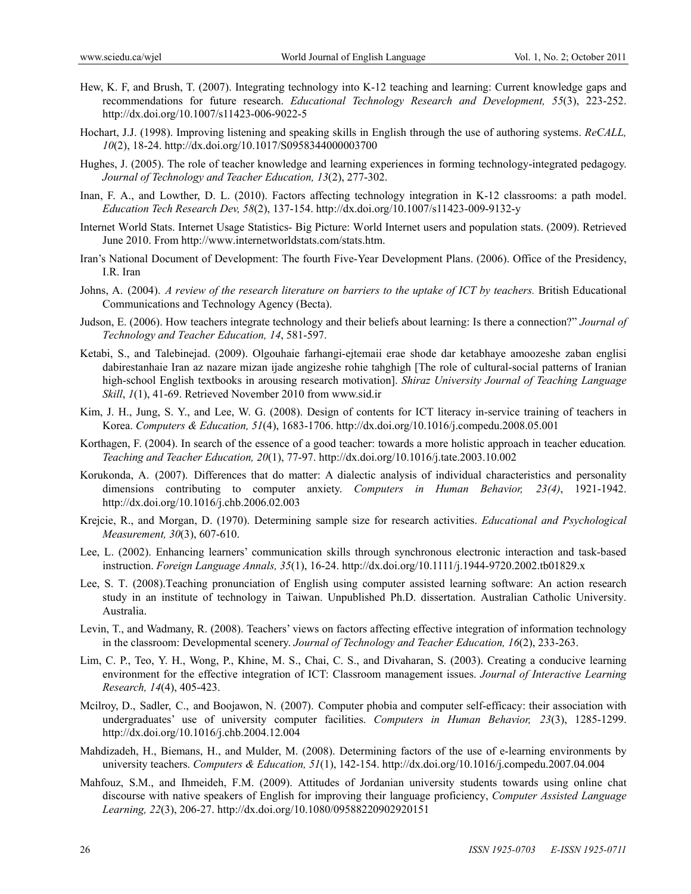Hew, K. F, and Brush, T. (2007). Integrating technology into K-12 teaching and learning: Current knowledge gaps and recommendations for future research. *Educational Technology Research and Development, 55*(3), 223-252. http://dx.doi.org/10.1007/s11423-006-9022-5

Hochart, J.J. (1998). Improving listening and speaking skills in English through the use of authoring systems. *ReCALL, 10*(2), 18-24. http://dx.doi.org/10.1017/S0958344000003700

Hughes, J. (2005). The role of teacher knowledge and learning experiences in forming technology-integrated pedagogy. *Journal of Technology and Teacher Education, 13*(2), 277-302.

Inan, F. A., and Lowther, D. L. (2010). Factors affecting technology integration in K-12 classrooms: a path model. *Education Tech Research Dev, 58*(2), 137-154. http://dx.doi.org/10.1007/s11423-009-9132-y

Internet World Stats. Internet Usage Statistics- Big Picture: World Internet users and population stats. (2009). Retrieved June 2010. From http://www.internetworldstats.com/stats.htm.

Iran's National Document of Development: The fourth Five-Year Development Plans. (2006). Office of the Presidency, I.R. Iran

Johns, A. (2004). *A review of the research literature on barriers to the uptake of ICT by teachers.* British Educational Communications and Technology Agency (Becta).

Judson, E. (2006). How teachers integrate technology and their beliefs about learning: Is there a connection?" *Journal of Technology and Teacher Education, 14*, 581-597.

Ketabi, S., and Talebinejad. (2009). Olgouhaie farhangi-ejtemaii erae shode dar ketabhaye amoozeshe zaban englisi dabirestanhaie Iran az nazare mizan ijade angizeshe rohie tahghigh [The role of cultural-social patterns of Iranian high-school English textbooks in arousing research motivation]. *Shiraz University Journal of Teaching Language Skill*, *1*(1), 41-69. Retrieved November 2010 from www.sid.ir

Kim, J. H., Jung, S. Y., and Lee, W. G. (2008). Design of contents for ICT literacy in-service training of teachers in Korea. *Computers & Education, 51*(4), 1683-1706. http://dx.doi.org/10.1016/j.compedu.2008.05.001

Korthagen, F. (2004). In search of the essence of a good teacher: towards a more holistic approach in teacher education*. Teaching and Teacher Education, 20*(1), 77-97. http://dx.doi.org/10.1016/j.tate.2003.10.002

Korukonda, A. (2007). Differences that do matter: A dialectic analysis of individual characteristics and personality dimensions contributing to computer anxiety. *Computers in Human Behavior, 23(4)*, 1921-1942. http://dx.doi.org/10.1016/j.chb.2006.02.003

Krejcie, R., and Morgan, D. (1970). Determining sample size for research activities. *Educational and Psychological Measurement, 30*(3), 607-610.

Lee, L. (2002). Enhancing learners' communication skills through synchronous electronic interaction and task-based instruction. *Foreign Language Annals, 35*(1), 16-24. http://dx.doi.org/10.1111/j.1944-9720.2002.tb01829.x

Lee, S. T. (2008).Teaching pronunciation of English using computer assisted learning software: An action research study in an institute of technology in Taiwan. Unpublished Ph.D. dissertation. Australian Catholic University. Australia.

Levin, T., and Wadmany, R. (2008). Teachers' views on factors affecting effective integration of information technology in the classroom: Developmental scenery. *Journal of Technology and Teacher Education, 16*(2), 233-263.

Lim, C. P., Teo, Y. H., Wong, P., Khine, M. S., Chai, C. S., and Divaharan, S. (2003). Creating a conducive learning environment for the effective integration of ICT: Classroom management issues. *Journal of Interactive Learning Research, 14*(4), 405-423.

Mcilroy, D., Sadler, C., and Boojawon, N. (2007). Computer phobia and computer self-efficacy: their association with undergraduates' use of university computer facilities. *Computers in Human Behavior, 23*(3), 1285-1299. http://dx.doi.org/10.1016/j.chb.2004.12.004

Mahdizadeh, H., Biemans, H., and Mulder, M. (2008). Determining factors of the use of e-learning environments by university teachers. *Computers & Education, 51*(1), 142-154. http://dx.doi.org/10.1016/j.compedu.2007.04.004

Mahfouz, S.M., and Ihmeideh, F.M. (2009). Attitudes of Jordanian university students towards using online chat discourse with native speakers of English for improving their language proficiency, *Computer Assisted Language Learning, 22*(3), 206-27. http://dx.doi.org/10.1080/09588220902920151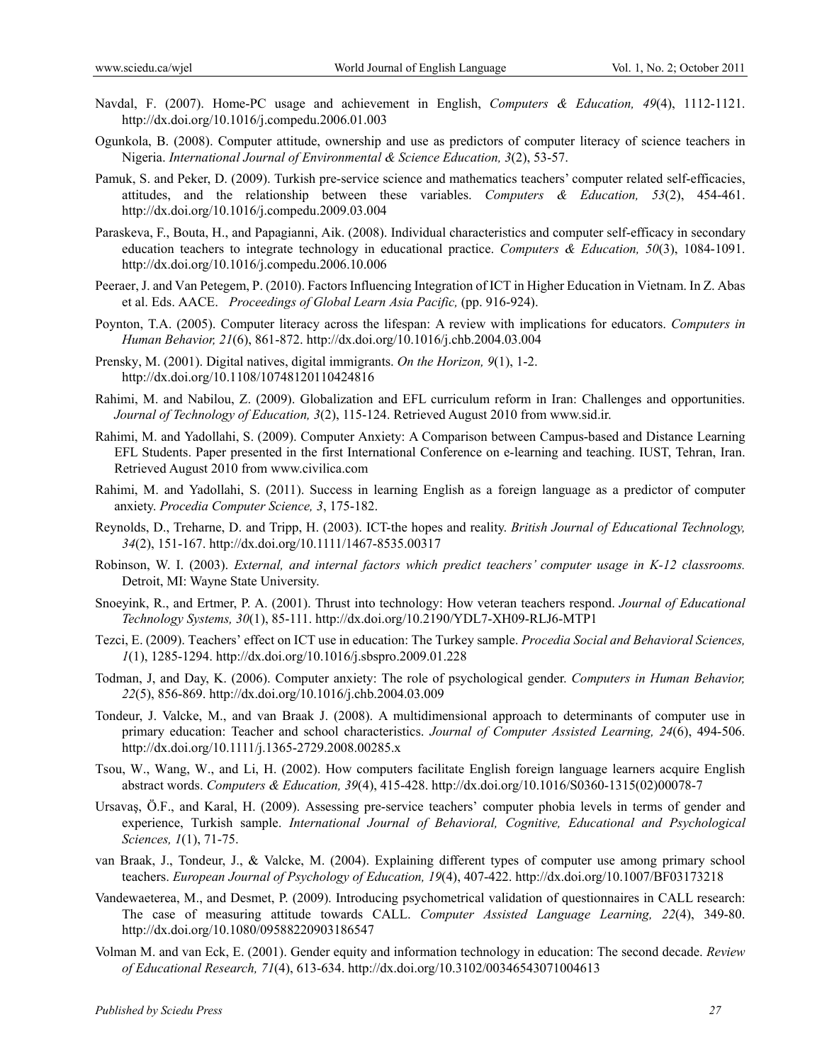Navdal, F. (2007). Home-PC usage and achievement in English, *Computers & Education, 49*(4), 1112-1121. http://dx.doi.org/10.1016/j.compedu.2006.01.003

Ogunkola, B. (2008). Computer attitude, ownership and use as predictors of computer literacy of science teachers in Nigeria. *International Journal of Environmental & Science Education, 3*(2), 53-57.

Pamuk, S. and Peker, D. (2009). Turkish pre-service science and mathematics teachers' computer related self-efficacies, attitudes, and the relationship between these variables. *Computers & Education, 53*(2), 454-461. http://dx.doi.org/10.1016/j.compedu.2009.03.004

Paraskeva, F., Bouta, H., and Papagianni, Aik. (2008). Individual characteristics and computer self-efficacy in secondary education teachers to integrate technology in educational practice. *Computers & Education, 50*(3), 1084-1091. http://dx.doi.org/10.1016/j.compedu.2006.10.006

Peeraer, J. and Van Petegem, P. (2010). Factors Influencing Integration of ICT in Higher Education in Vietnam. In Z. Abas et al. Eds. AACE. *Proceedings of Global Learn Asia Pacific,* (pp. 916-924).

Poynton, T.A. (2005). Computer literacy across the lifespan: A review with implications for educators. *Computers in Human Behavior, 21*(6), 861-872. http://dx.doi.org/10.1016/j.chb.2004.03.004

Prensky, M. (2001). Digital natives, digital immigrants. *On the Horizon, 9*(1), 1-2. http://dx.doi.org/10.1108/10748120110424816

Rahimi, M. and Nabilou, Z. (2009). Globalization and EFL curriculum reform in Iran: Challenges and opportunities. *Journal of Technology of Education, 3*(2), 115-124. Retrieved August 2010 from www.sid.ir.

Rahimi, M. and Yadollahi, S. (2009). Computer Anxiety: A Comparison between Campus-based and Distance Learning EFL Students. Paper presented in the first International Conference on e-learning and teaching. IUST, Tehran, Iran. Retrieved August 2010 from www.civilica.com

Rahimi, M. and Yadollahi, S. (2011). Success in learning English as a foreign language as a predictor of computer anxiety. *Procedia Computer Science, 3*, 175-182.

Reynolds, D., Treharne, D. and Tripp, H. (2003). ICT-the hopes and reality. *British Journal of Educational Technology, 34*(2), 151-167. http://dx.doi.org/10.1111/1467-8535.00317

Robinson, W. I. (2003). *External, and internal factors which predict teachers' computer usage in K-12 classrooms.* Detroit, MI: Wayne State University.

Snoeyink, R., and Ertmer, P. A. (2001). Thrust into technology: How veteran teachers respond. *Journal of Educational Technology Systems, 30*(1), 85-111. http://dx.doi.org/10.2190/YDL7-XH09-RLJ6-MTP1

Tezci, E. (2009). Teachers' effect on ICT use in education: The Turkey sample. *Procedia Social and Behavioral Sciences, 1*(1), 1285-1294. http://dx.doi.org/10.1016/j.sbspro.2009.01.228

Todman, J, and Day, K. (2006). Computer anxiety: The role of psychological gender. *Computers in Human Behavior, 22*(5), 856-869. http://dx.doi.org/10.1016/j.chb.2004.03.009

Tondeur, J. Valcke, M., and van Braak J. (2008). A multidimensional approach to determinants of computer use in primary education: Teacher and school characteristics. *Journal of Computer Assisted Learning, 24*(6), 494-506. http://dx.doi.org/10.1111/j.1365-2729.2008.00285.x

Tsou, W., Wang, W., and Li, H. (2002). How computers facilitate English foreign language learners acquire English abstract words. *Computers & Education, 39*(4), 415-428. http://dx.doi.org/10.1016/S0360-1315(02)00078-7

Ursavaş, Ö.F., and Karal, H. (2009). Assessing pre-service teachers' computer phobia levels in terms of gender and experience, Turkish sample. *International Journal of Behavioral, Cognitive, Educational and Psychological Sciences, 1*(1), 71-75.

van Braak, J., Tondeur, J., & Valcke, M. (2004). Explaining different types of computer use among primary school teachers. *European Journal of Psychology of Education, 19*(4), 407-422. http://dx.doi.org/10.1007/BF03173218

Vandewaeterea, M., and Desmet, P. (2009). Introducing psychometrical validation of questionnaires in CALL research: The case of measuring attitude towards CALL. *Computer Assisted Language Learning, 22*(4), 349-80. http://dx.doi.org/10.1080/09588220903186547

Volman M. and van Eck, E. (2001). Gender equity and information technology in education: The second decade. *Review of Educational Research, 71*(4), 613-634. http://dx.doi.org/10.3102/00346543071004613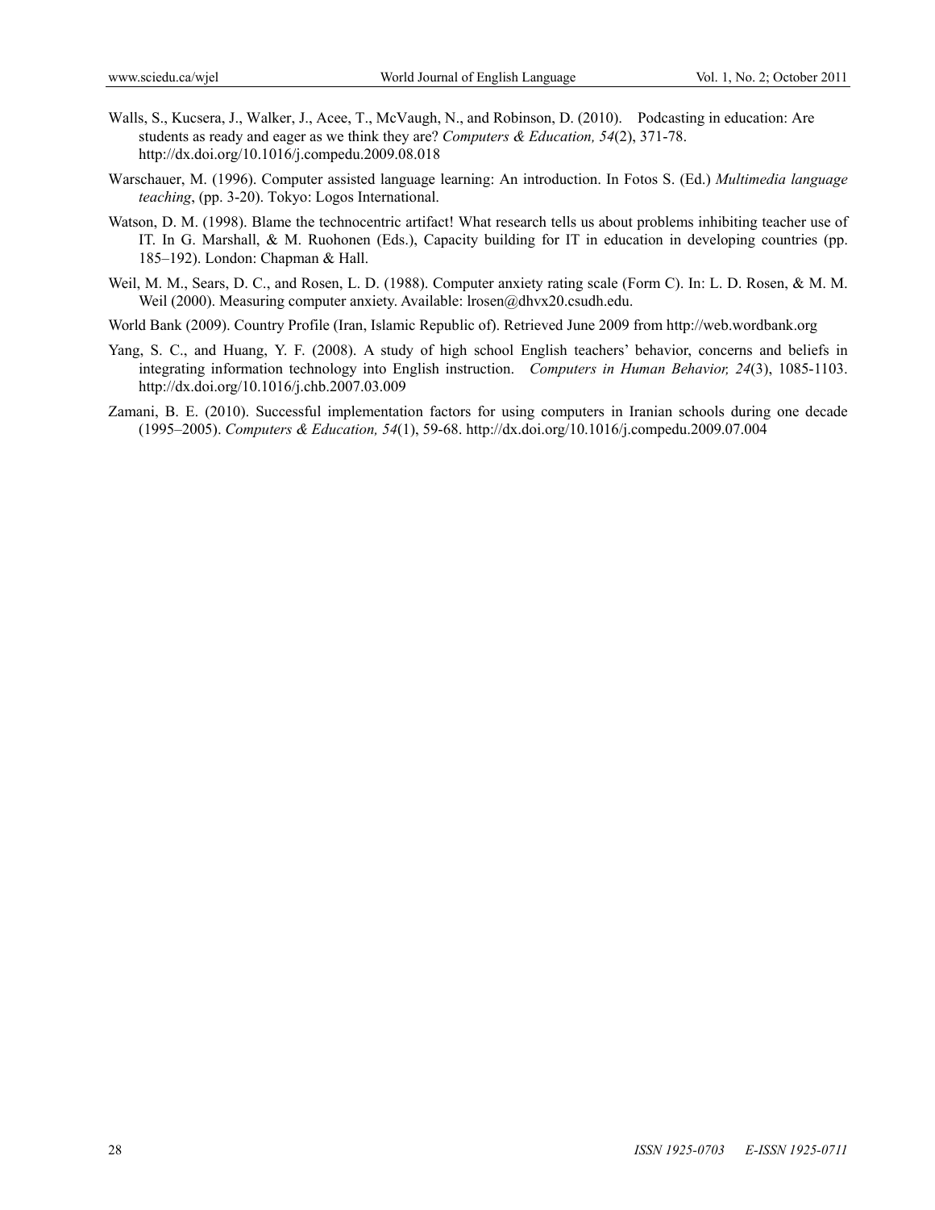Walls, S., Kucsera, J., Walker, J., Acee, T., McVaugh, N., and Robinson, D. (2010). Podcasting in education: Are students as ready and eager as we think they are? *Computers & Education, 54*(2), 371-78. http://dx.doi.org/10.1016/j.compedu.2009.08.018

Warschauer, M. (1996). Computer assisted language learning: An introduction. In Fotos S. (Ed.) *Multimedia language teaching*, (pp. 3-20). Tokyo: Logos International.

Watson, D. M. (1998). Blame the technocentric artifact! What research tells us about problems inhibiting teacher use of IT. In G. Marshall, & M. Ruohonen (Eds.), Capacity building for IT in education in developing countries (pp. 185–192). London: Chapman & Hall.

Weil, M. M., Sears, D. C., and Rosen, L. D. (1988). Computer anxiety rating scale (Form C). In: L. D. Rosen, & M. M. Weil (2000). Measuring computer anxiety. Available: lrosen@dhvx20.csudh.edu.

World Bank (2009). Country Profile (Iran, Islamic Republic of). Retrieved June 2009 from http://web.wordbank.org

Yang, S. C., and Huang, Y. F. (2008). A study of high school English teachers' behavior, concerns and beliefs in integrating information technology into English instruction. *Computers in Human Behavior, 24*(3), 1085-1103. http://dx.doi.org/10.1016/j.chb.2007.03.009

Zamani, B. E. (2010). Successful implementation factors for using computers in Iranian schools during one decade (1995–2005). *Computers & Education, 54*(1), 59-68. http://dx.doi.org/10.1016/j.compedu.2009.07.004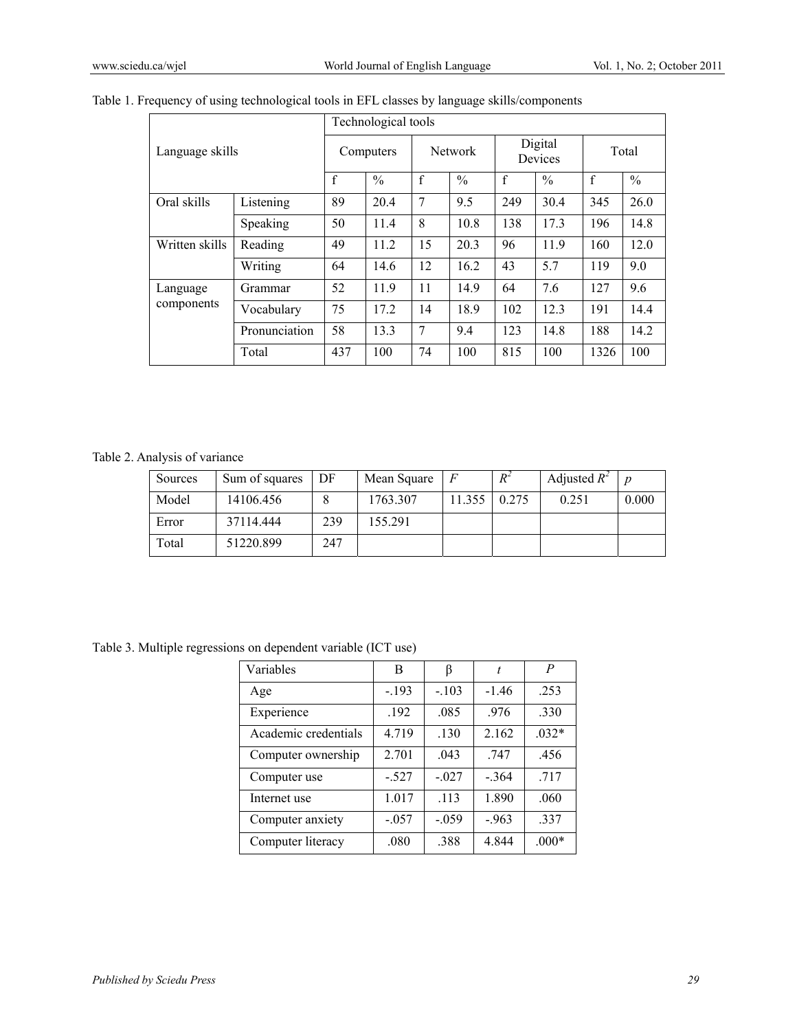Table 1. Frequency of using technological tools in EFL classes by language skills/components

| Language skills | | Technological tools | | | | | | | |
|---|---|---|---|---|---|---|---|---|---|
| | | Computers | | Network | | Digital Devices | | Total | |
| | | f | % | f | % | f | % | f | % |
| Oral skills | Listening | 89 | 20.4 | 7 | 9.5 | 249 | 30.4 | 345 | 26.0 |
| | Speaking | 50 | 11.4 | 8 | 10.8 | 138 | 17.3 | 196 | 14.8 |
| Written skills | Reading | 49 | 11.2 | 15 | 20.3 | 96 | 11.9 | 160 | 12.0 |
| | Writing | 64 | 14.6 | 12 | 16.2 | 43 | 5.7 | 119 | 9.0 |
| Language components | Grammar | 52 | 11.9 | 11 | 14.9 | 64 | 7.6 | 127 | 9.6 |
| | Vocabulary | 75 | 17.2 | 14 | 18.9 | 102 | 12.3 | 191 | 14.4 |
| | Pronunciation | 58 | 13.3 | 7 | 9.4 | 123 | 14.8 | 188 | 14.2 |
| | Total | 437 | 100 | 74 | 100 | 815 | 100 | 1326 | 100 |

Table 2. Analysis of variance

| Sources | Sum of squares | DF | Mean Square | $F$ | $R^2$ | Adjusted $R^2$ | $p$ |
|---|---|---|---|---|---|---|---|
| Model | 14106.456 | 8 | 1763.307 | 11.355 | 0.275 | 0.251 | 0.000 |
| Error | 37114.444 | 239 | 155.291 | | | | |
| Total | 51220.899 | 247 | | | | | |

Table 3. Multiple regressions on dependent variable (ICT use)

| Variables | B | β | $t$ | $P$ |
|---|---|---|---|---|
| Age | -.193 | -.103 | -1.46 | .253 |
| Experience | .192 | .085 | .976 | .330 |
| Academic credentials | 4.719 | .130 | 2.162 | .032* |
| Computer ownership | 2.701 | .043 | .747 | .456 |
| Computer use | -.527 | -.027 | -.364 | .717 |
| Internet use | 1.017 | .113 | 1.890 | .060 |
| Computer anxiety | -.057 | -.059 | -.963 | .337 |
| Computer literacy | .080 | .388 | 4.844 | .000* |